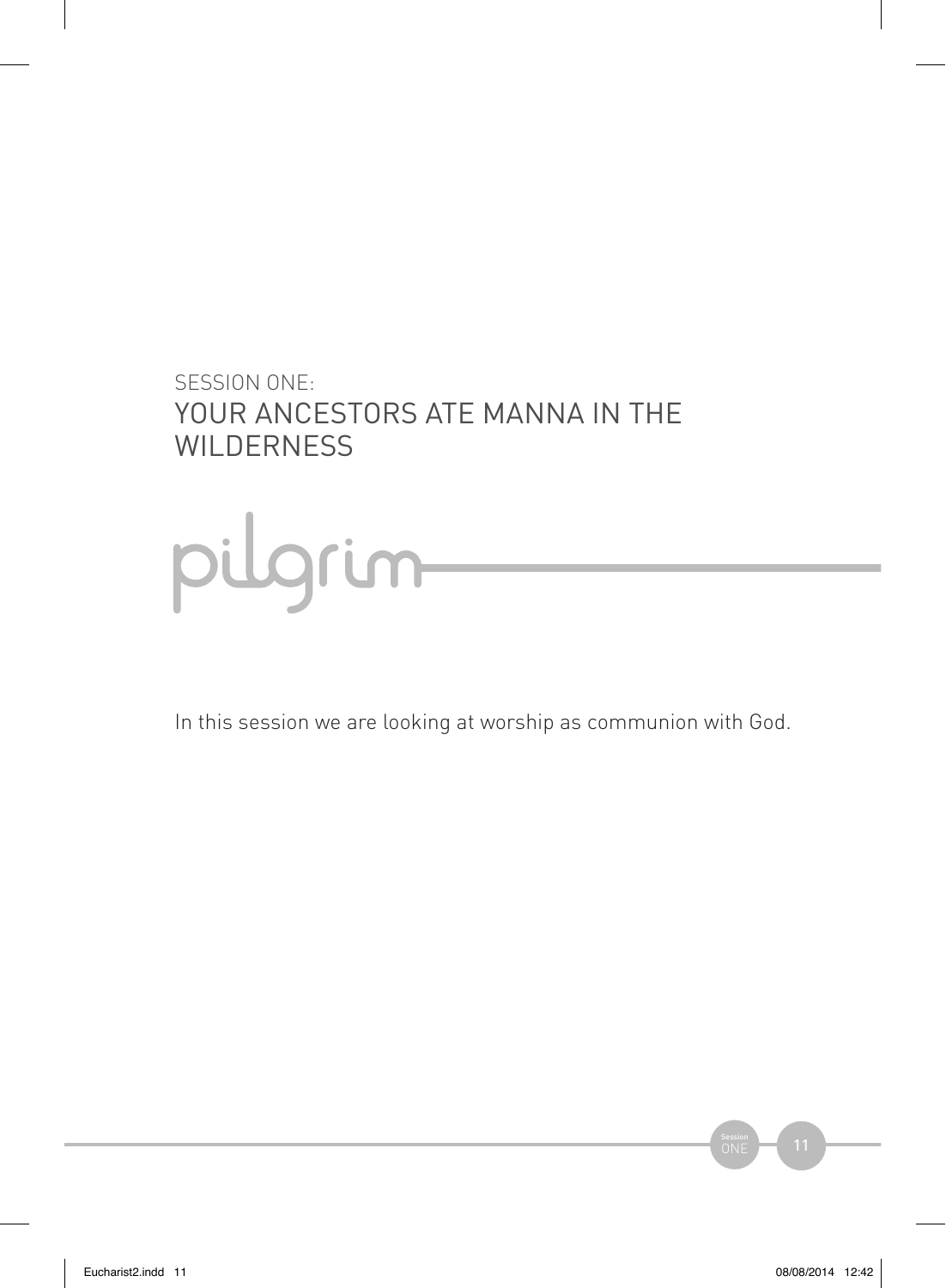# SESSION ONE: YOUR ANCESTORS ATE MANNA IN THE WILDERNESS

pilgrim

In this session we are looking at worship as communion with God.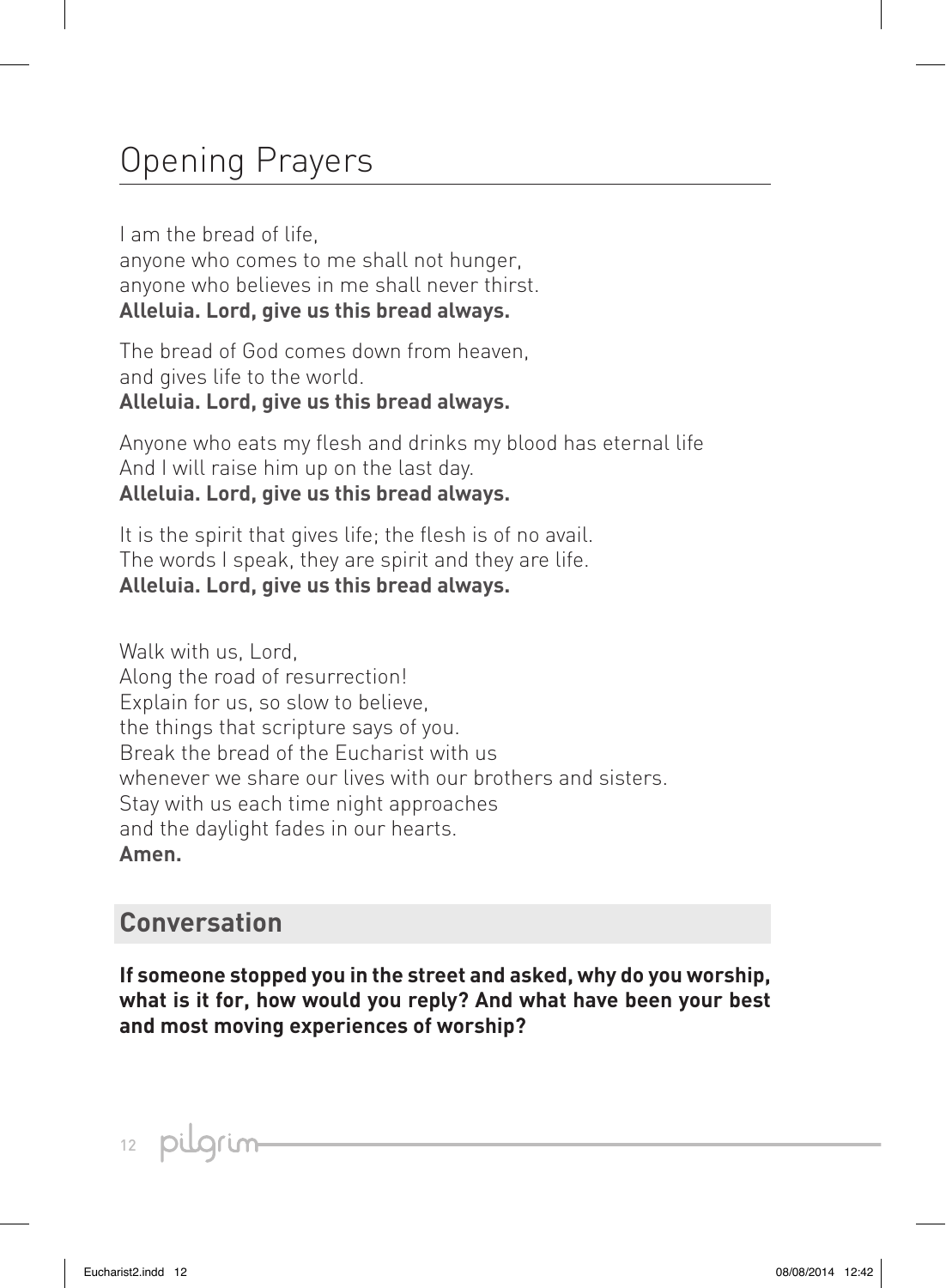# Opening Prayers

I am the bread of life,
anyone who comes to me shall not hunger,
anyone who believes in me shall never thirst.
**Alleluia. Lord, give us this bread always.**

The bread of God comes down from heaven,
and gives life to the world.
**Alleluia. Lord, give us this bread always.**

Anyone who eats my flesh and drinks my blood has eternal life
And I will raise him up on the last day.
**Alleluia. Lord, give us this bread always.**

It is the spirit that gives life; the flesh is of no avail.
The words I speak, they are spirit and they are life.
**Alleluia. Lord, give us this bread always.**

Walk with us, Lord,
Along the road of resurrection!
Explain for us, so slow to believe,
the things that scripture says of you.
Break the bread of the Eucharist with us
whenever we share our lives with our brothers and sisters.
Stay with us each time night approaches
and the daylight fades in our hearts.
**Amen.**

## Conversation

**If someone stopped you in the street and asked, why do you worship, what is it for, how would you reply? And what have been your best and most moving experiences of worship?**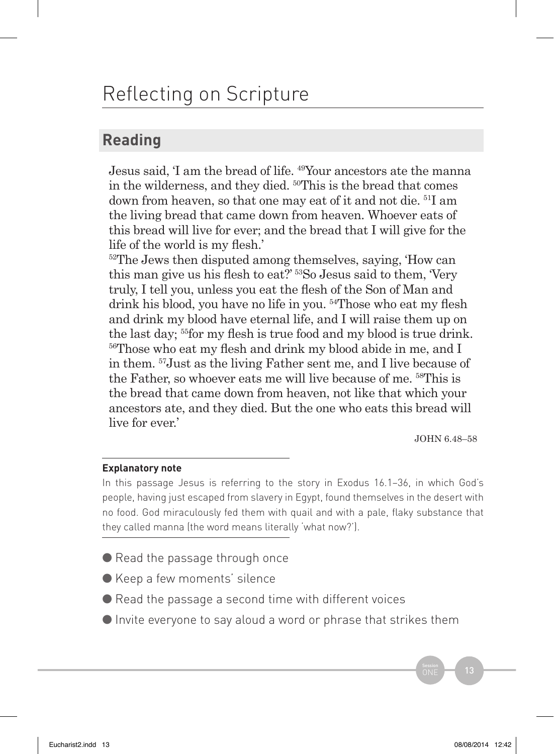# Reflecting on Scripture

## Reading

Jesus said, 'I am the bread of life. [49]Your ancestors ate the manna in the wilderness, and they died. [50]This is the bread that comes down from heaven, so that one may eat of it and not die. [51]I am the living bread that came down from heaven. Whoever eats of this bread will live for ever; and the bread that I will give for the life of the world is my flesh.'

[52]The Jews then disputed among themselves, saying, 'How can this man give us his flesh to eat?' [53]So Jesus said to them, 'Very truly, I tell you, unless you eat the flesh of the Son of Man and drink his blood, you have no life in you. [54]Those who eat my flesh and drink my blood have eternal life, and I will raise them up on the last day; [55]for my flesh is true food and my blood is true drink. [56]Those who eat my flesh and drink my blood abide in me, and I in them. [57]Just as the living Father sent me, and I live because of the Father, so whoever eats me will live because of me. [58]This is the bread that came down from heaven, not like that which your ancestors ate, and they died. But the one who eats this bread will live for ever.'

JOHN 6.48–58

**Explanatory note**

In this passage Jesus is referring to the story in Exodus 16.1–36, in which God's people, having just escaped from slavery in Egypt, found themselves in the desert with no food. God miraculously fed them with quail and with a pale, flaky substance that they called manna (the word means literally 'what now?').

- Read the passage through once
- Keep a few moments' silence
- Read the passage a second time with different voices
- Invite everyone to say aloud a word or phrase that strikes them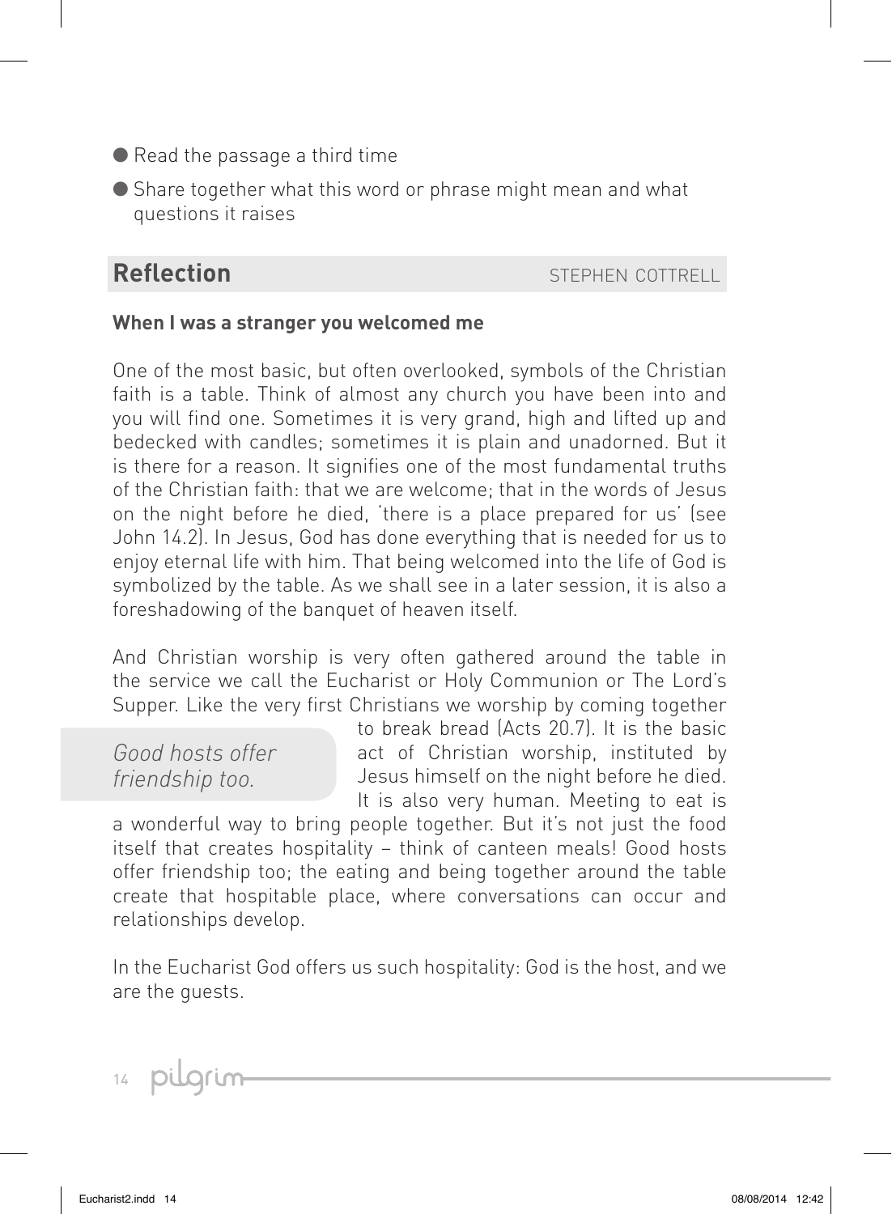- Read the passage a third time
- Share together what this word or phrase might mean and what questions it raises

## Reflection

STEPHEN COTTRELL

### When I was a stranger you welcomed me

One of the most basic, but often overlooked, symbols of the Christian faith is a table. Think of almost any church you have been into and you will find one. Sometimes it is very grand, high and lifted up and bedecked with candles; sometimes it is plain and unadorned. But it is there for a reason. It signifies one of the most fundamental truths of the Christian faith: that we are welcome; that in the words of Jesus on the night before he died, 'there is a place prepared for us' (see John 14.2). In Jesus, God has done everything that is needed for us to enjoy eternal life with him. That being welcomed into the life of God is symbolized by the table. As we shall see in a later session, it is also a foreshadowing of the banquet of heaven itself.

And Christian worship is very often gathered around the table in the service we call the Eucharist or Holy Communion or The Lord's Supper. Like the very first Christians we worship by coming together to break bread (Acts 20.7). It is the basic act of Christian worship, instituted by Jesus himself on the night before he died. It is also very human. Meeting to eat is a wonderful way to bring people together. But it's not just the food itself that creates hospitality – think of canteen meals! Good hosts offer friendship too; the eating and being together around the table create that hospitable place, where conversations can occur and relationships develop.

*Good hosts offer friendship too.*

In the Eucharist God offers us such hospitality: God is the host, and we are the guests.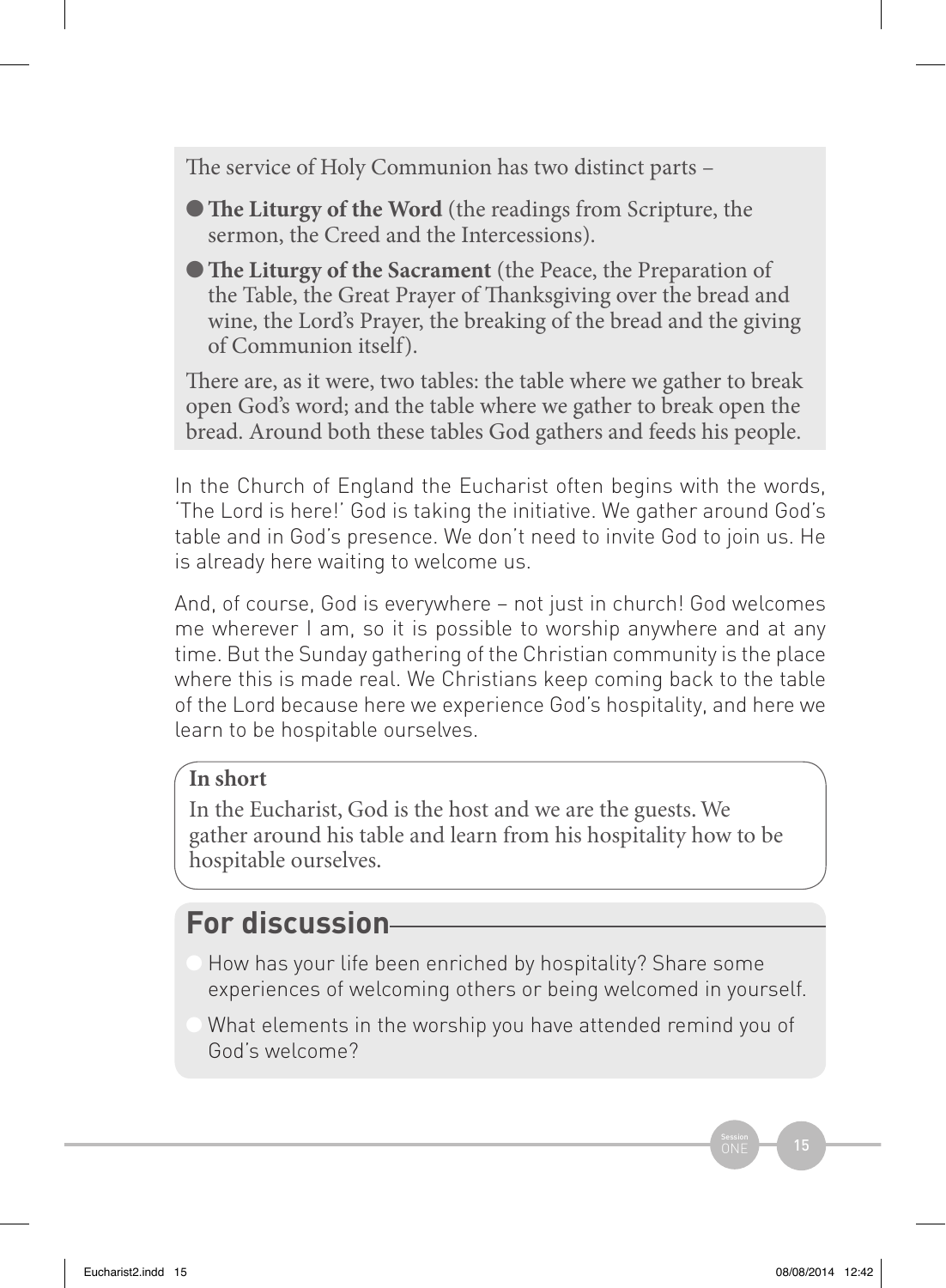The service of Holy Communion has two distinct parts –

- **The Liturgy of the Word** (the readings from Scripture, the sermon, the Creed and the Intercessions).
- **The Liturgy of the Sacrament** (the Peace, the Preparation of the Table, the Great Prayer of Thanksgiving over the bread and wine, the Lord's Prayer, the breaking of the bread and the giving of Communion itself).

There are, as it were, two tables: the table where we gather to break open God's word; and the table where we gather to break open the bread. Around both these tables God gathers and feeds his people.

In the Church of England the Eucharist often begins with the words, 'The Lord is here!' God is taking the initiative. We gather around God's table and in God's presence. We don't need to invite God to join us. He is already here waiting to welcome us.

And, of course, God is everywhere – not just in church! God welcomes me wherever I am, so it is possible to worship anywhere and at any time. But the Sunday gathering of the Christian community is the place where this is made real. We Christians keep coming back to the table of the Lord because here we experience God's hospitality, and here we learn to be hospitable ourselves.

**In short**

In the Eucharist, God is the host and we are the guests. We gather around his table and learn from his hospitality how to be hospitable ourselves.

## For discussion

- How has your life been enriched by hospitality? Share some experiences of welcoming others or being welcomed in yourself.
- What elements in the worship you have attended remind you of God's welcome?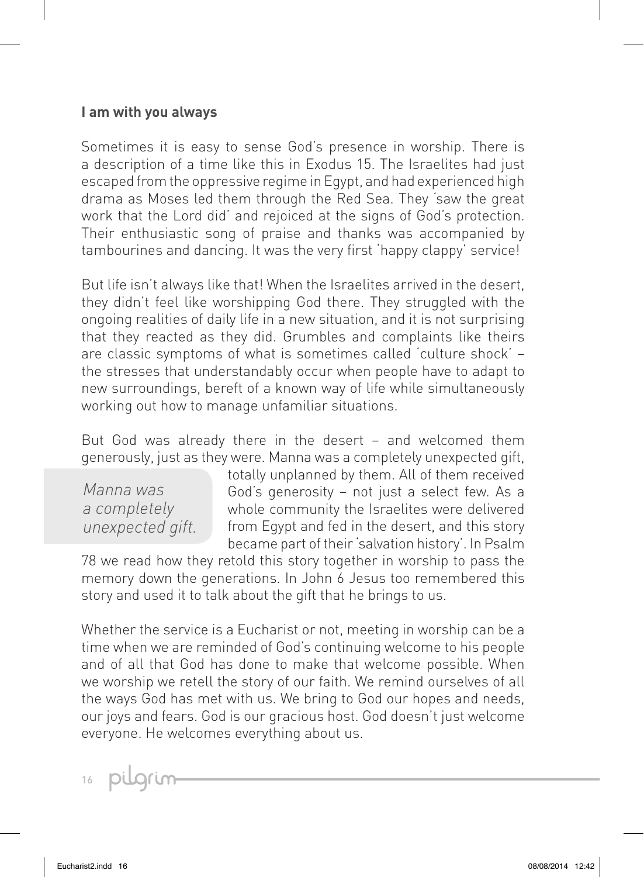**I am with you always**

Sometimes it is easy to sense God's presence in worship. There is a description of a time like this in Exodus 15. The Israelites had just escaped from the oppressive regime in Egypt, and had experienced high drama as Moses led them through the Red Sea. They 'saw the great work that the Lord did' and rejoiced at the signs of God's protection. Their enthusiastic song of praise and thanks was accompanied by tambourines and dancing. It was the very first 'happy clappy' service!

But life isn't always like that! When the Israelites arrived in the desert, they didn't feel like worshipping God there. They struggled with the ongoing realities of daily life in a new situation, and it is not surprising that they reacted as they did. Grumbles and complaints like theirs are classic symptoms of what is sometimes called 'culture shock' – the stresses that understandably occur when people have to adapt to new surroundings, bereft of a known way of life while simultaneously working out how to manage unfamiliar situations.

But God was already there in the desert – and welcomed them generously, just as they were. Manna was a completely unexpected gift, totally unplanned by them. All of them received God's generosity – not just a select few. As a whole community the Israelites were delivered from Egypt and fed in the desert, and this story became part of their 'salvation history'. In Psalm 78 we read how they retold this story together in worship to pass the memory down the generations. In John 6 Jesus too remembered this story and used it to talk about the gift that he brings to us.

> *Manna was a completely unexpected gift.*

Whether the service is a Eucharist or not, meeting in worship can be a time when we are reminded of God's continuing welcome to his people and of all that God has done to make that welcome possible. When we worship we retell the story of our faith. We remind ourselves of all the ways God has met with us. We bring to God our hopes and needs, our joys and fears. God is our gracious host. God doesn't just welcome everyone. He welcomes everything about us.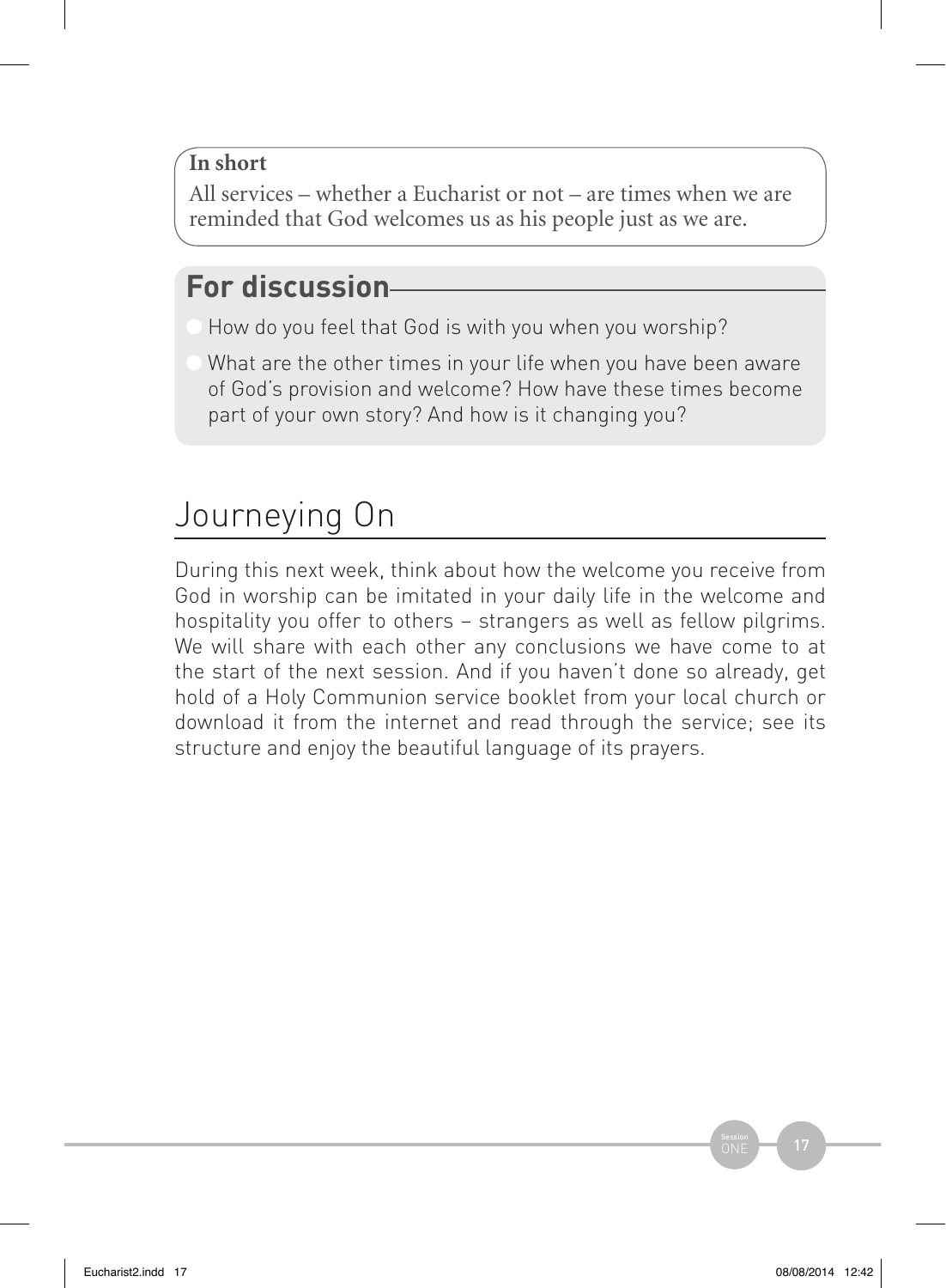**In short**

All services – whether a Eucharist or not – are times when we are reminded that God welcomes us as his people just as we are.

## For discussion

- How do you feel that God is with you when you worship?
- What are the other times in your life when you have been aware of God's provision and welcome? How have these times become part of your own story? And how is it changing you?

# Journeying On

During this next week, think about how the welcome you receive from God in worship can be imitated in your daily life in the welcome and hospitality you offer to others – strangers as well as fellow pilgrims. We will share with each other any conclusions we have come to at the start of the next session. And if you haven't done so already, get hold of a Holy Communion service booklet from your local church or download it from the internet and read through the service; see its structure and enjoy the beautiful language of its prayers.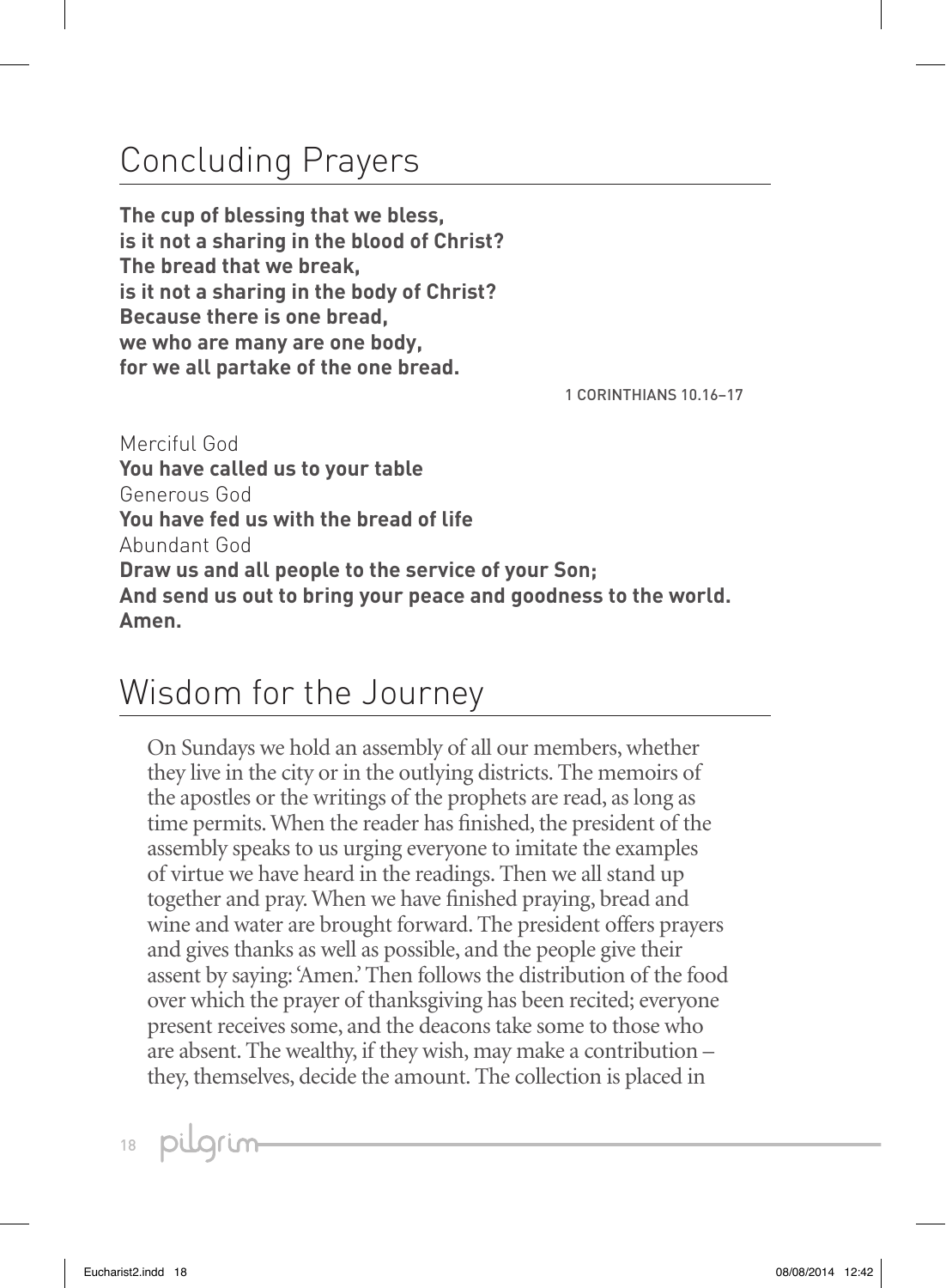## Concluding Prayers

**The cup of blessing that we bless,**
**is it not a sharing in the blood of Christ?**
**The bread that we break,**
**is it not a sharing in the body of Christ?**
**Because there is one bread,**
**we who are many are one body,**
**for we all partake of the one bread.**

1 CORINTHIANS 10.16–17

Merciful God
**You have called us to your table**
Generous God
**You have fed us with the bread of life**
Abundant God
**Draw us and all people to the service of your Son;**
**And send us out to bring your peace and goodness to the world.**
**Amen.**

## Wisdom for the Journey

On Sundays we hold an assembly of all our members, whether they live in the city or in the outlying districts. The memoirs of the apostles or the writings of the prophets are read, as long as time permits. When the reader has finished, the president of the assembly speaks to us urging everyone to imitate the examples of virtue we have heard in the readings. Then we all stand up together and pray. When we have finished praying, bread and wine and water are brought forward. The president offers prayers and gives thanks as well as possible, and the people give their assent by saying: 'Amen.' Then follows the distribution of the food over which the prayer of thanksgiving has been recited; everyone present receives some, and the deacons take some to those who are absent. The wealthy, if they wish, may make a contribution – they, themselves, decide the amount. The collection is placed in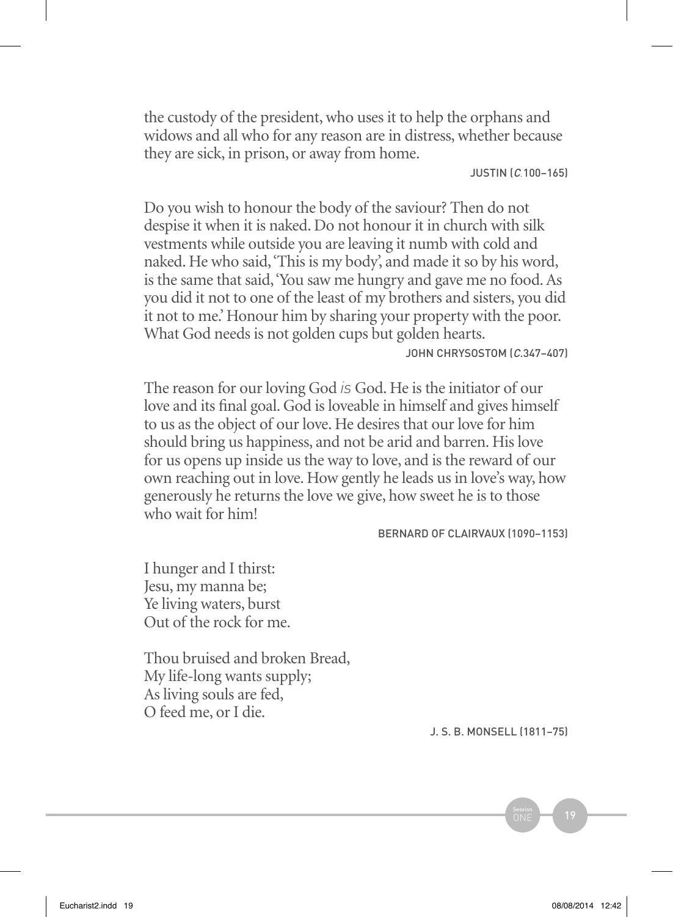the custody of the president, who uses it to help the orphans and widows and all who for any reason are in distress, whether because they are sick, in prison, or away from home.

JUSTIN (*C.*100–165)

Do you wish to honour the body of the saviour? Then do not despise it when it is naked. Do not honour it in church with silk vestments while outside you are leaving it numb with cold and naked. He who said, 'This is my body', and made it so by his word, is the same that said, 'You saw me hungry and gave me no food. As you did it not to one of the least of my brothers and sisters, you did it not to me.' Honour him by sharing your property with the poor. What God needs is not golden cups but golden hearts.

JOHN CHRYSOSTOM (*C.*347–407)

The reason for our loving God *is* God. He is the initiator of our love and its final goal. God is loveable in himself and gives himself to us as the object of our love. He desires that our love for him should bring us happiness, and not be arid and barren. His love for us opens up inside us the way to love, and is the reward of our own reaching out in love. How gently he leads us in love's way, how generously he returns the love we give, how sweet he is to those who wait for him!

BERNARD OF CLAIRVAUX (1090–1153)

I hunger and I thirst:
Jesu, my manna be;
Ye living waters, burst
Out of the rock for me.

Thou bruised and broken Bread,
My life-long wants supply;
As living souls are fed,
O feed me, or I die.

J. S. B. MONSELL (1811–75)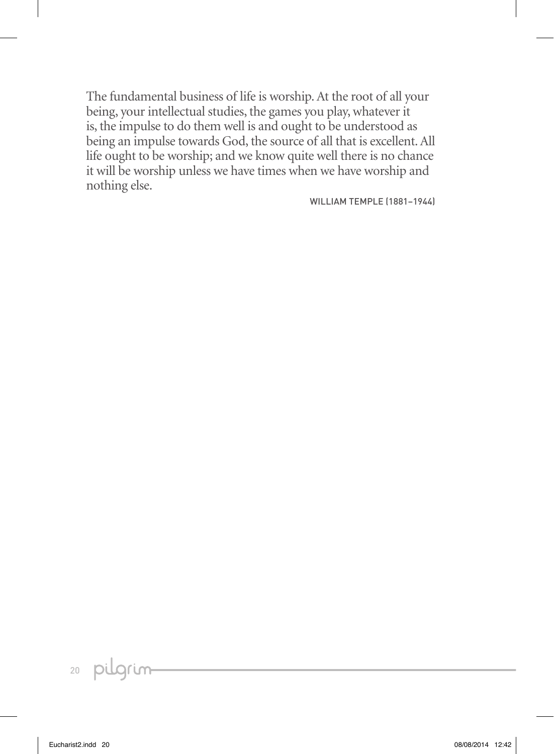The fundamental business of life is worship. At the root of all your being, your intellectual studies, the games you play, whatever it is, the impulse to do them well is and ought to be understood as being an impulse towards God, the source of all that is excellent. All life ought to be worship; and we know quite well there is no chance it will be worship unless we have times when we have worship and nothing else.

WILLIAM TEMPLE (1881–1944)